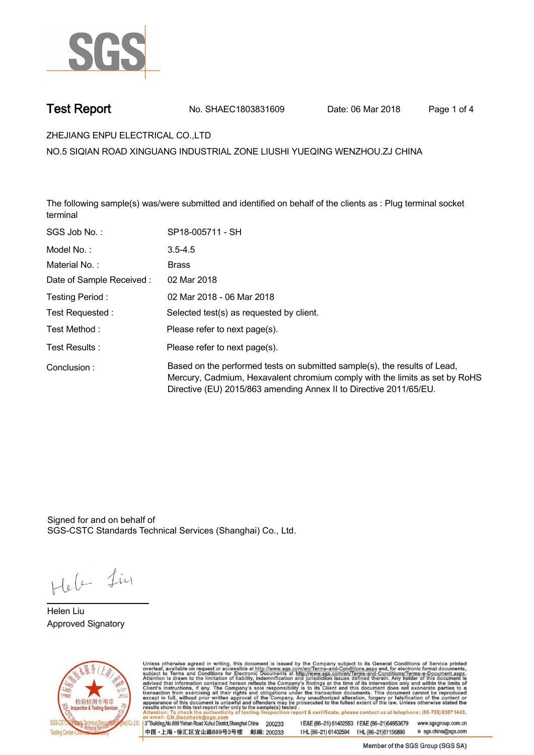# Test Report

No. SHAEC1803831609 Date: 06 Mar 2018

ZHEJIANG ENPU ELECTRICAL CO.,LTD

NO.5 SIQIAN ROAD XINGUANG INDUSTRIAL ZONE LIUSHI YUEQING WENZHOU.ZJ CHINA

The following sample(s) was/were submitted and identified on behalf of the clients as : Plug terminal socket terminal

| | |
|---|---|
| SGS Job No. : | SP18-005711 - SH |
| Model No. : | 3.5-4.5 |
| Material No. : | Brass |
| Date of Sample Received : | 02 Mar 2018 |
| Testing Period : | 02 Mar 2018 - 06 Mar 2018 |
| Test Requested : | Selected test(s) as requested by client. |
| Test Method : | Please refer to next page(s). |
| Test Results : | Please refer to next page(s). |
| Conclusion : | Based on the performed tests on submitted sample(s), the results of Lead, Mercury, Cadmium, Hexavalent chromium comply with the limits as set by RoHS Directive (EU) 2015/863 amending Annex II to Directive 2011/65/EU. |

Signed for and on behalf of
SGS-CSTC Standards Technical Services (Shanghai) Co., Ltd.

Helen Liu
Approved Signatory

Unless otherwise agreed in writing, this document is issued by the Company subject to its General Conditions of Service printed overleaf, available on request or accessible at http://www.sgs.com/en/Terms-and-Conditions.aspx and, for electronic format documents, subject to Terms and Conditions for Electronic Documents at http://www.sgs.com/en/Terms-and-Conditions/Terms-e-Document.aspx. Attention is drawn to the limitation of liability, indemnification and jurisdiction issues defined therein. Any holder of this document is advised that information contained hereon reflects the Company's findings at the time of its intervention only and within the limits of Client's instructions, if any. The Company's sole responsibility is to its Client and this document does not exonerate parties to a transaction from exercising all their rights and obligations under the transaction documents. This document cannot be reproduced except in full, without prior written approval of the Company. Any unauthorized alteration, forgery or falsification of the content or appearance of this document is unlawful and offenders may be prosecuted to the fullest extent of the law. Unless otherwise stated the results shown in this test report refer only to the sample(s) tested.
Attention: To check the authenticity of testing /inspection report & certificate, please contact us at telephone: (86-755) 8307 1443, or email: CN.Doccheck@sgs.com

3rd Building,No.889 Yishan Road Xuhui District,Shanghai China 200233 t E&E (86-21) 61402553 f E&E (86-21)64953679 www.sgsgroup.com.cn
中国・上海・徐汇区宜山路889号3号楼 邮编: 200233 t HL (86-21) 61402594 f HL (86-21)61156899 e sgs.china@sgs.com

Member of the SGS Group (SGS SA)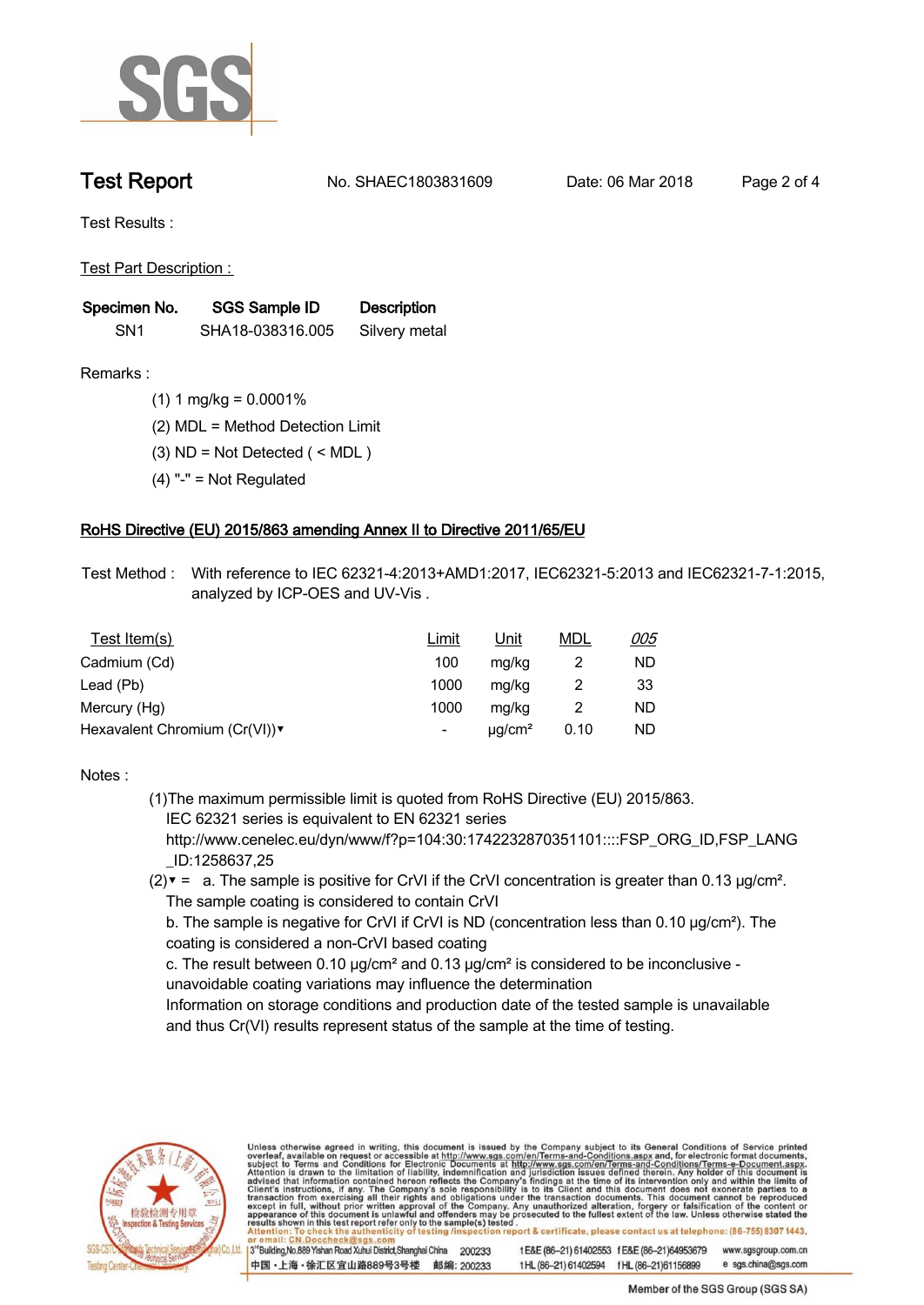**Test Report** No. SHAEC1803831609 Date: 06 Mar 2018

Test Results :

Test Part Description :

| Specimen No. | SGS Sample ID | Description |
|---|---|---|
| SN1 | SHA18-038316.005 | Silvery metal |

Remarks :

(1) 1 mg/kg = 0.0001%

(2) MDL = Method Detection Limit

(3) ND = Not Detected ( < MDL )

(4) "-" = Not Regulated

## RoHS Directive (EU) 2015/863 amending Annex II to Directive 2011/65/EU

Test Method : With reference to IEC 62321-4:2013+AMD1:2017, IEC62321-5:2013 and IEC62321-7-1:2015, analyzed by ICP-OES and UV-Vis .

| Test Item(s) | Limit | Unit | MDL | 005 |
|---|---|---|---|---|
| Cadmium (Cd) | 100 | mg/kg | 2 | ND |
| Lead (Pb) | 1000 | mg/kg | 2 | 33 |
| Mercury (Hg) | 1000 | mg/kg | 2 | ND |
| Hexavalent Chromium (Cr(VI))▼ | - | μg/cm² | 0.10 | ND |

Notes :

(1)The maximum permissible limit is quoted from RoHS Directive (EU) 2015/863.
IEC 62321 series is equivalent to EN 62321 series
http://www.cenelec.eu/dyn/www/f?p=104:30:1742232870351101::::FSP_ORG_ID,FSP_LANG_ID:1258637,25

(2)▼ = a. The sample is positive for CrVI if the CrVI concentration is greater than 0.13 μg/cm². The sample coating is considered to contain CrVI
b. The sample is negative for CrVI if CrVI is ND (concentration less than 0.10 μg/cm²). The coating is considered a non-CrVI based coating
c. The result between 0.10 μg/cm² and 0.13 μg/cm² is considered to be inconclusive - unavoidable coating variations may influence the determination
Information on storage conditions and production date of the tested sample is unavailable and thus Cr(VI) results represent status of the sample at the time of testing.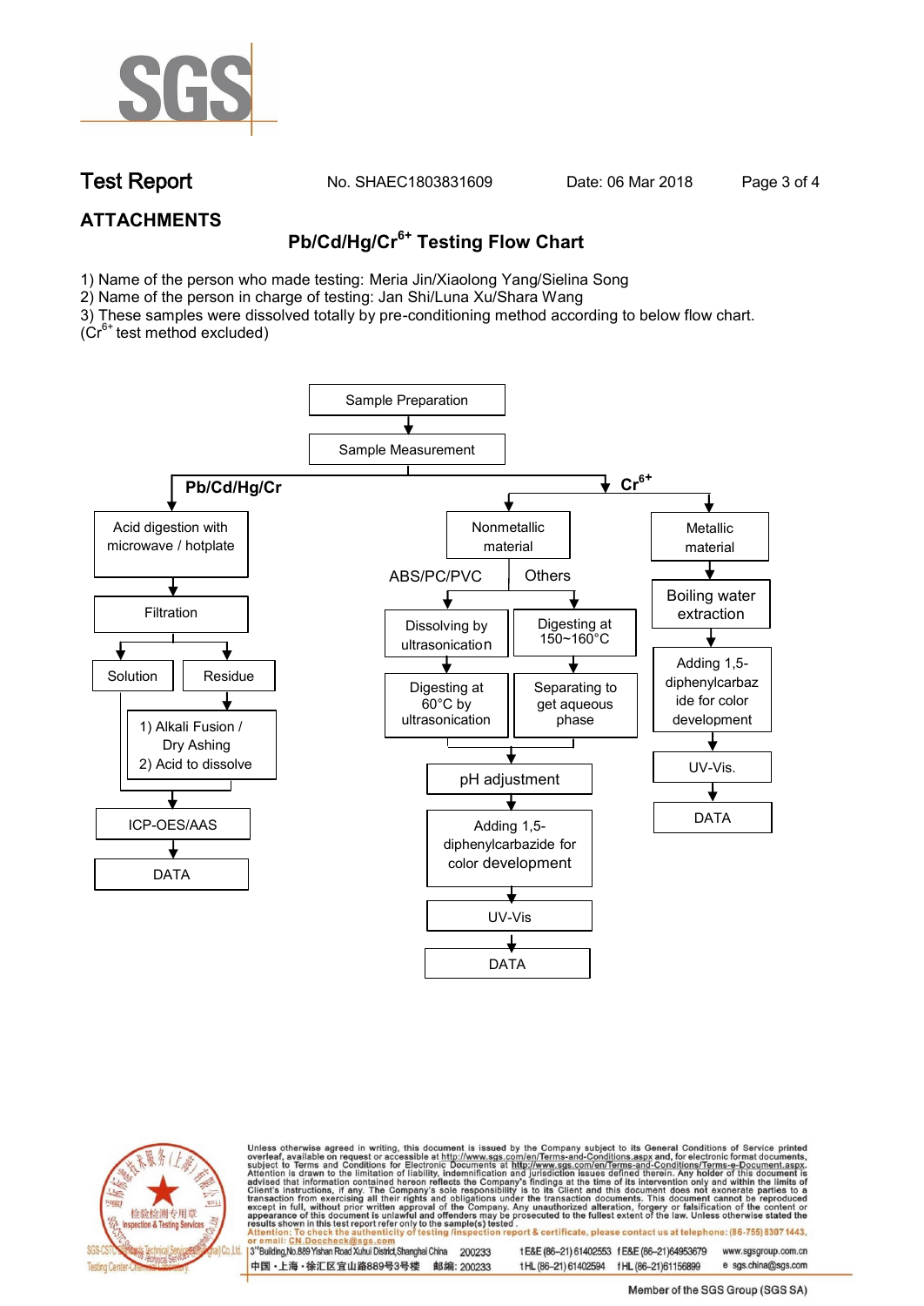## ATTACHMENTS

### Pb/Cd/Hg/$Cr^{6+}$ Testing Flow Chart

1) Name of the person who made testing: Meria Jin/Xiaolong Yang/Sielina Song
2) Name of the person in charge of testing: Jan Shi/Luna Xu/Shara Wang
3) These samples were dissolved totally by pre-conditioning method according to below flow chart. ($Cr^{6+}$ test method excluded)

Sample Preparation → Sample Measurement

**Pb/Cd/Hg/Cr**

- Acid digestion with microwave / hotplate
- Filtration
  - Solution
  - Residue → 1) Alkali Fusion / Dry Ashing 2) Acid to dissolve
- ICP-OES/AAS
- DATA

**$Cr^{6+}$**

- Nonmetallic material
  - ABS/PC/PVC: Dissolving by ultrasonication → Digesting at 60°C by ultrasonication
  - Others: Digesting at 150~160°C → Separating to get aqueous phase
  - pH adjustment
  - Adding 1,5-diphenylcarbazide for color development
  - UV-Vis
  - DATA
- Metallic material
  - Boiling water extraction
  - Adding 1,5-diphenylcarbazide for color development
  - UV-Vis.
  - DATA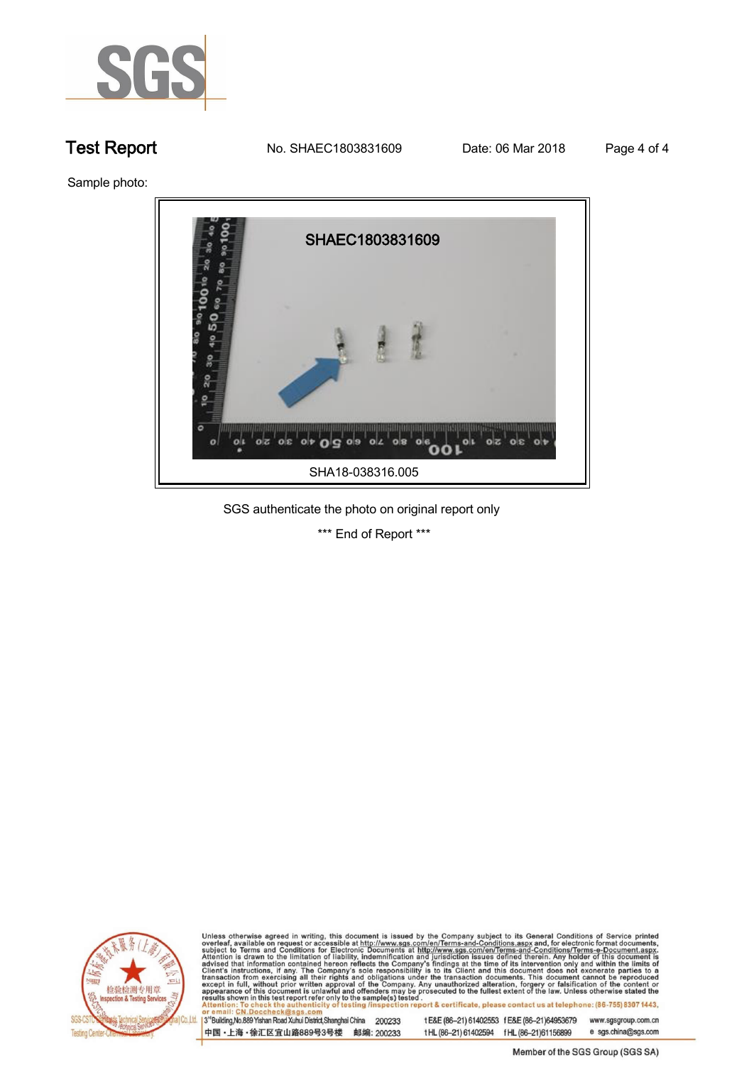Sample photo:

SHAEC1803831609

SHA18-038316.005

SGS authenticate the photo on original report only

\*\*\* End of Report \*\*\*

Unless otherwise agreed in writing, this document is issued by the Company subject to its General Conditions of Service printed overleaf, available on request or accessible at http://www.sgs.com/en/Terms-and-Conditions.aspx and, for electronic format documents, subject to Terms and Conditions for Electronic Documents at http://www.sgs.com/en/Terms-and-Conditions/Terms-e-Document.aspx. Attention is drawn to the limitation of liability, indemnification and jurisdiction issues defined therein. Any holder of this document is advised that information contained hereon reflects the Company's findings at the time of its intervention only and within the limits of Client's instructions, if any. The Company's sole responsibility is to its Client and this document does not exonerate parties to a transaction from exercising all their rights and obligations under the transaction documents. This document cannot be reproduced except in full, without prior written approval of the Company. Any unauthorized alteration, forgery or falsification of the content or appearance of this document is unlawful and offenders may be prosecuted to the fullest extent of the law. Unless otherwise stated the results shown in this test report refer only to the sample(s) tested .

Attention: To check the authenticity of testing /inspection report & certificate, please contact us at telephone: (86-755) 8307 1443, or email: CN.Doccheck@sgs.com

3rd Building,No.889 Yishan Road Xuhui District,Shanghai China 200233 t E&E (86–21) 61402553 f E&E (86–21)64953679 www.sgsgroup.com.cn

中国・上海・徐汇区宜山路889号3号楼 邮编: 200233 t HL (86–21) 61402594 f HL (86–21)61156899 e sgs.china@sgs.com

Member of the SGS Group (SGS SA)